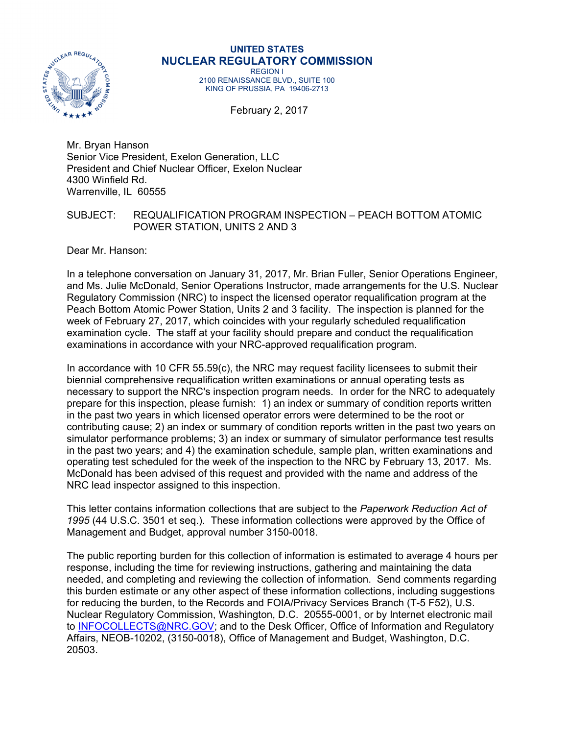UNITED STATES
**NUCLEAR REGULATORY COMMISSION**
REGION I
2100 RENAISSANCE BLVD., SUITE 100
KING OF PRUSSIA, PA 19406-2713

February 2, 2017

Mr. Bryan Hanson
Senior Vice President, Exelon Generation, LLC
President and Chief Nuclear Officer, Exelon Nuclear
4300 Winfield Rd.
Warrenville, IL 60555

SUBJECT: REQUALIFICATION PROGRAM INSPECTION – PEACH BOTTOM ATOMIC POWER STATION, UNITS 2 AND 3

Dear Mr. Hanson:

In a telephone conversation on January 31, 2017, Mr. Brian Fuller, Senior Operations Engineer, and Ms. Julie McDonald, Senior Operations Instructor, made arrangements for the U.S. Nuclear Regulatory Commission (NRC) to inspect the licensed operator requalification program at the Peach Bottom Atomic Power Station, Units 2 and 3 facility. The inspection is planned for the week of February 27, 2017, which coincides with your regularly scheduled requalification examination cycle. The staff at your facility should prepare and conduct the requalification examinations in accordance with your NRC-approved requalification program.

In accordance with 10 CFR 55.59(c), the NRC may request facility licensees to submit their biennial comprehensive requalification written examinations or annual operating tests as necessary to support the NRC's inspection program needs. In order for the NRC to adequately prepare for this inspection, please furnish: 1) an index or summary of condition reports written in the past two years in which licensed operator errors were determined to be the root or contributing cause; 2) an index or summary of condition reports written in the past two years on simulator performance problems; 3) an index or summary of simulator performance test results in the past two years; and 4) the examination schedule, sample plan, written examinations and operating test scheduled for the week of the inspection to the NRC by February 13, 2017. Ms. McDonald has been advised of this request and provided with the name and address of the NRC lead inspector assigned to this inspection.

This letter contains information collections that are subject to the *Paperwork Reduction Act of 1995* (44 U.S.C. 3501 et seq.). These information collections were approved by the Office of Management and Budget, approval number 3150-0018.

The public reporting burden for this collection of information is estimated to average 4 hours per response, including the time for reviewing instructions, gathering and maintaining the data needed, and completing and reviewing the collection of information. Send comments regarding this burden estimate or any other aspect of these information collections, including suggestions for reducing the burden, to the Records and FOIA/Privacy Services Branch (T-5 F52), U.S. Nuclear Regulatory Commission, Washington, D.C. 20555-0001, or by Internet electronic mail to INFOCOLLECTS@NRC.GOV; and to the Desk Officer, Office of Information and Regulatory Affairs, NEOB-10202, (3150-0018), Office of Management and Budget, Washington, D.C. 20503.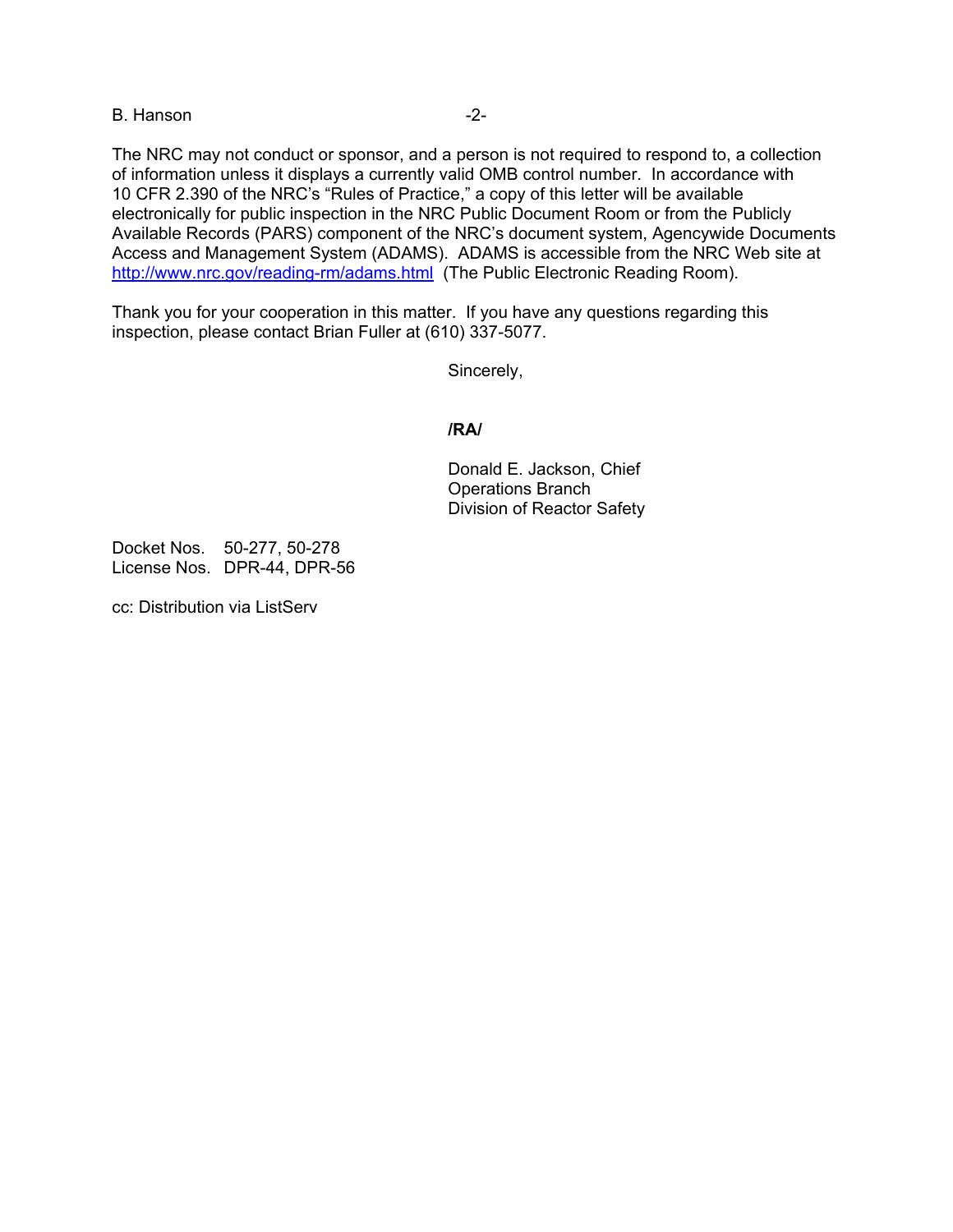The NRC may not conduct or sponsor, and a person is not required to respond to, a collection of information unless it displays a currently valid OMB control number. In accordance with 10 CFR 2.390 of the NRC's "Rules of Practice," a copy of this letter will be available electronically for public inspection in the NRC Public Document Room or from the Publicly Available Records (PARS) component of the NRC's document system, Agencywide Documents Access and Management System (ADAMS). ADAMS is accessible from the NRC Web site at http://www.nrc.gov/reading-rm/adams.html (The Public Electronic Reading Room).

Thank you for your cooperation in this matter. If you have any questions regarding this inspection, please contact Brian Fuller at (610) 337-5077.

Sincerely,

**/RA/**

Donald E. Jackson, Chief
Operations Branch
Division of Reactor Safety

Docket Nos. 50-277, 50-278
License Nos. DPR-44, DPR-56

cc: Distribution via ListServ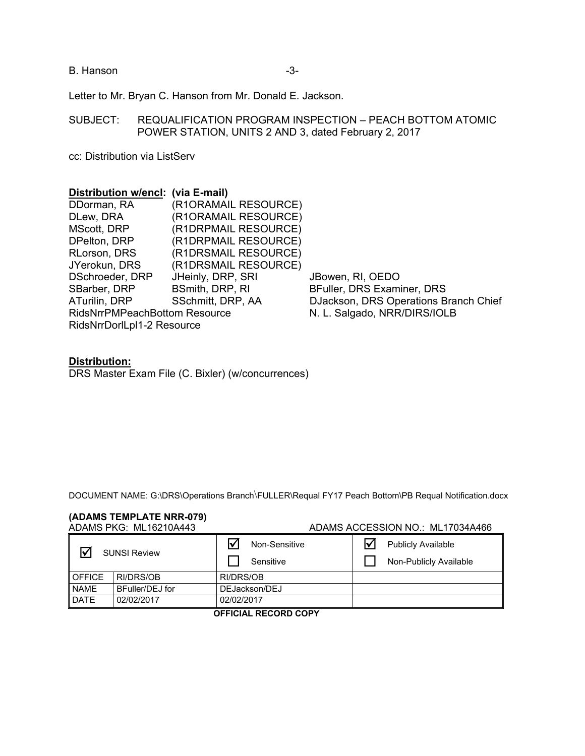Letter to Mr. Bryan C. Hanson from Mr. Donald E. Jackson.

SUBJECT: REQUALIFICATION PROGRAM INSPECTION – PEACH BOTTOM ATOMIC POWER STATION, UNITS 2 AND 3, dated February 2, 2017

cc: Distribution via ListServ

**Distribution w/encl: (via E-mail)**

| | | |
|---|---|---|
| DDorman, RA | (R1ORAMAIL RESOURCE) | |
| DLew, DRA | (R1ORAMAIL RESOURCE) | |
| MScott, DRP | (R1DRPMAIL RESOURCE) | |
| DPelton, DRP | (R1DRPMAIL RESOURCE) | |
| RLorson, DRS | (R1DRSMAIL RESOURCE) | |
| JYerokun, DRS | (R1DRSMAIL RESOURCE) | |
| DSchroeder, DRP | JHeinly, DRP, SRI | JBowen, RI, OEDO |
| SBarber, DRP | BSmith, DRP, RI | BFuller, DRS Examiner, DRS |
| ATurilin, DRP | SSchmitt, DRP, AA | DJackson, DRS Operations Branch Chief |
| RidsNrrPMPeachBottom Resource | | N. L. Salgado, NRR/DIRS/IOLB |
| RidsNrrDorlLpl1-2 Resource | | |

**Distribution:**
DRS Master Exam File (C. Bixler) (w/concurrences)

DOCUMENT NAME: G:\DRS\Operations Branch\FULLER\Requal FY17 Peach Bottom\PB Requal Notification.docx

**(ADAMS TEMPLATE NRR-079)**
ADAMS PKG: ML16210A443 ADAMS ACCESSION NO.: ML17034A466

| ☑ SUNSI Review | | ☑ Non-Sensitive ☐ Sensitive | ☑ Publicly Available ☐ Non-Publicly Available |
|---|---|---|---|
| OFFICE | RI/DRS/OB | RI/DRS/OB | |
| NAME | BFuller/DEJ for | DEJackson/DEJ | |
| DATE | 02/02/2017 | 02/02/2017 | |

**OFFICIAL RECORD COPY**